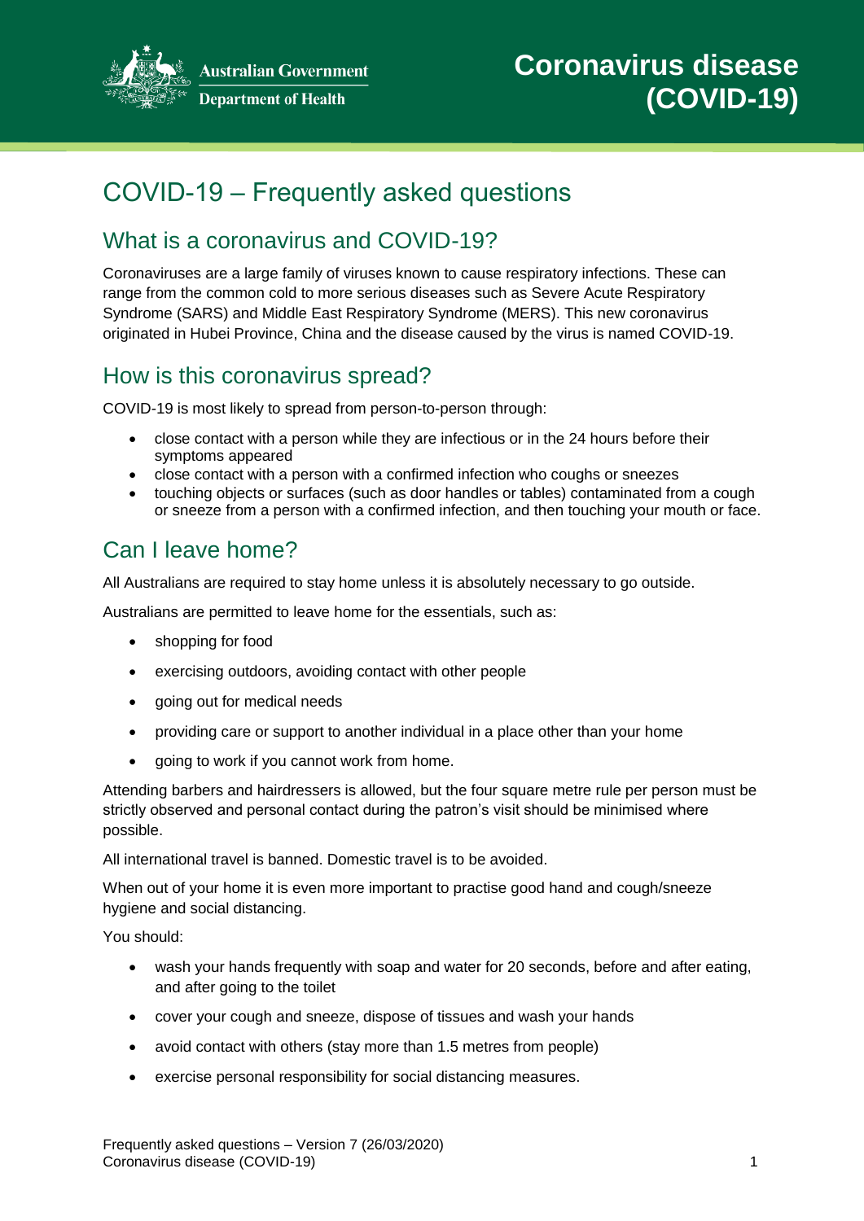Australian Government
Department of Health

# Coronavirus disease (COVID-19)

## COVID-19 – Frequently asked questions

### What is a coronavirus and COVID-19?

Coronaviruses are a large family of viruses known to cause respiratory infections. These can range from the common cold to more serious diseases such as Severe Acute Respiratory Syndrome (SARS) and Middle East Respiratory Syndrome (MERS). This new coronavirus originated in Hubei Province, China and the disease caused by the virus is named COVID-19.

### How is this coronavirus spread?

COVID-19 is most likely to spread from person-to-person through:

- close contact with a person while they are infectious or in the 24 hours before their symptoms appeared
- close contact with a person with a confirmed infection who coughs or sneezes
- touching objects or surfaces (such as door handles or tables) contaminated from a cough or sneeze from a person with a confirmed infection, and then touching your mouth or face.

### Can I leave home?

All Australians are required to stay home unless it is absolutely necessary to go outside.

Australians are permitted to leave home for the essentials, such as:

- shopping for food
- exercising outdoors, avoiding contact with other people
- going out for medical needs
- providing care or support to another individual in a place other than your home
- going to work if you cannot work from home.

Attending barbers and hairdressers is allowed, but the four square metre rule per person must be strictly observed and personal contact during the patron's visit should be minimised where possible.

All international travel is banned. Domestic travel is to be avoided.

When out of your home it is even more important to practise good hand and cough/sneeze hygiene and social distancing.

You should:

- wash your hands frequently with soap and water for 20 seconds, before and after eating, and after going to the toilet
- cover your cough and sneeze, dispose of tissues and wash your hands
- avoid contact with others (stay more than 1.5 metres from people)
- exercise personal responsibility for social distancing measures.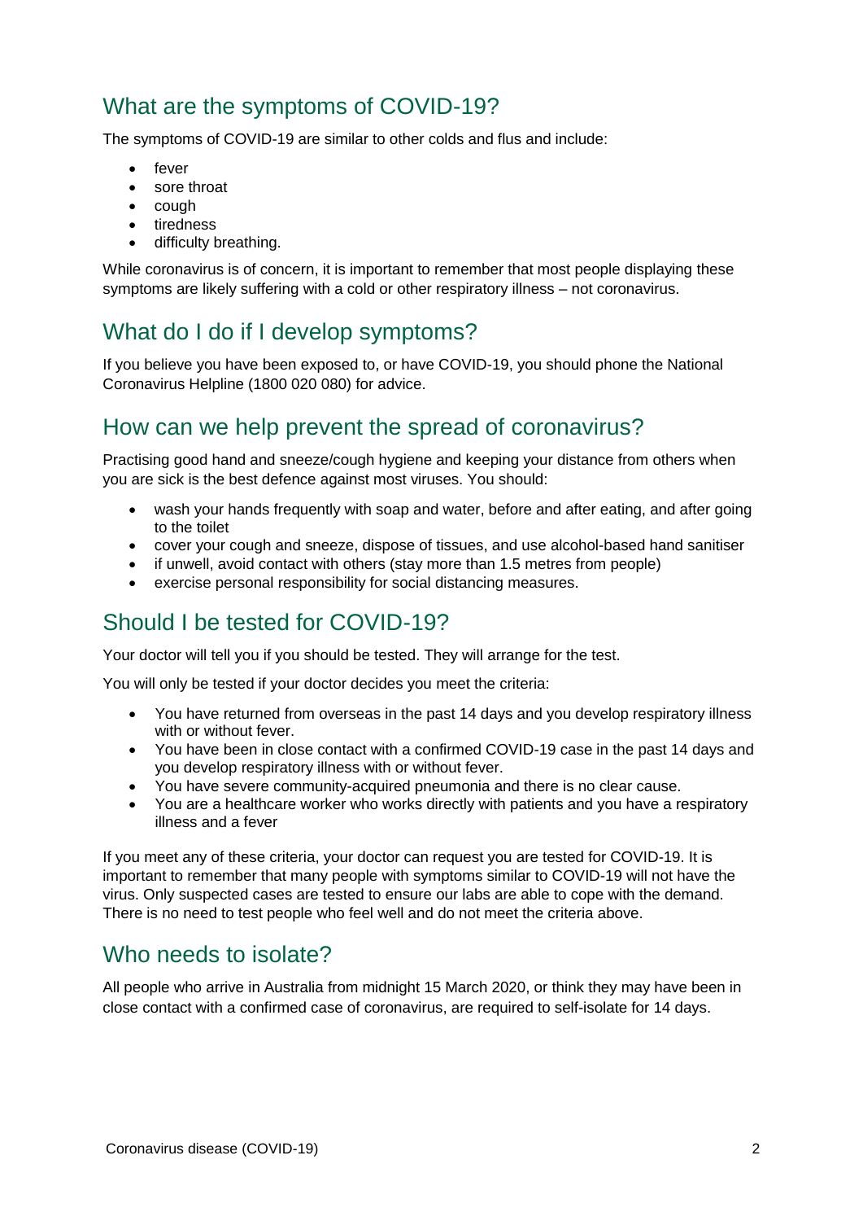## What are the symptoms of COVID-19?

The symptoms of COVID-19 are similar to other colds and flus and include:

- fever
- sore throat
- cough
- tiredness
- difficulty breathing.

While coronavirus is of concern, it is important to remember that most people displaying these symptoms are likely suffering with a cold or other respiratory illness – not coronavirus.

## What do I do if I develop symptoms?

If you believe you have been exposed to, or have COVID-19, you should phone the National Coronavirus Helpline (1800 020 080) for advice.

## How can we help prevent the spread of coronavirus?

Practising good hand and sneeze/cough hygiene and keeping your distance from others when you are sick is the best defence against most viruses. You should:

- wash your hands frequently with soap and water, before and after eating, and after going to the toilet
- cover your cough and sneeze, dispose of tissues, and use alcohol-based hand sanitiser
- if unwell, avoid contact with others (stay more than 1.5 metres from people)
- exercise personal responsibility for social distancing measures.

## Should I be tested for COVID-19?

Your doctor will tell you if you should be tested. They will arrange for the test.

You will only be tested if your doctor decides you meet the criteria:

- You have returned from overseas in the past 14 days and you develop respiratory illness with or without fever.
- You have been in close contact with a confirmed COVID-19 case in the past 14 days and you develop respiratory illness with or without fever.
- You have severe community-acquired pneumonia and there is no clear cause.
- You are a healthcare worker who works directly with patients and you have a respiratory illness and a fever

If you meet any of these criteria, your doctor can request you are tested for COVID-19. It is important to remember that many people with symptoms similar to COVID-19 will not have the virus. Only suspected cases are tested to ensure our labs are able to cope with the demand. There is no need to test people who feel well and do not meet the criteria above.

## Who needs to isolate?

All people who arrive in Australia from midnight 15 March 2020, or think they may have been in close contact with a confirmed case of coronavirus, are required to self-isolate for 14 days.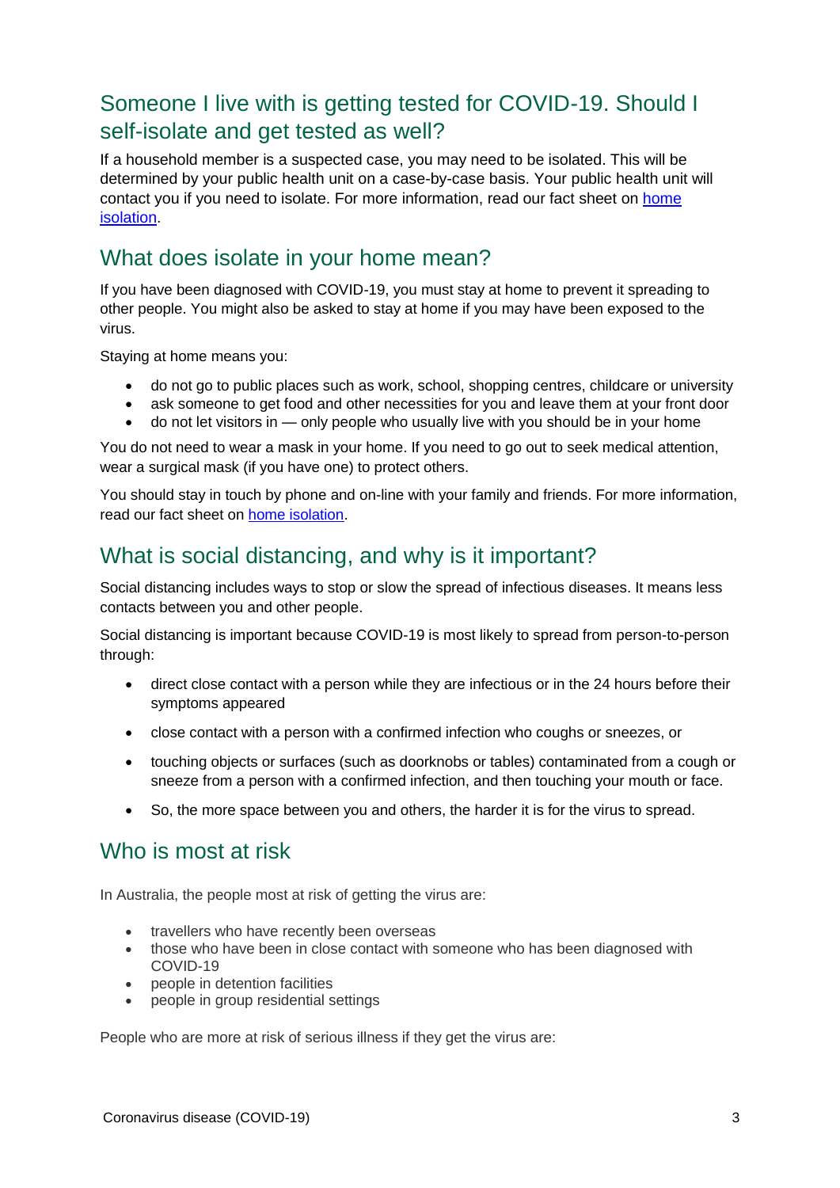## Someone I live with is getting tested for COVID-19. Should I self-isolate and get tested as well?

If a household member is a suspected case, you may need to be isolated. This will be determined by your public health unit on a case-by-case basis. Your public health unit will contact you if you need to isolate. For more information, read our fact sheet on home isolation.

## What does isolate in your home mean?

If you have been diagnosed with COVID-19, you must stay at home to prevent it spreading to other people. You might also be asked to stay at home if you may have been exposed to the virus.

Staying at home means you:

- do not go to public places such as work, school, shopping centres, childcare or university
- ask someone to get food and other necessities for you and leave them at your front door
- do not let visitors in — only people who usually live with you should be in your home

You do not need to wear a mask in your home. If you need to go out to seek medical attention, wear a surgical mask (if you have one) to protect others.

You should stay in touch by phone and on-line with your family and friends. For more information, read our fact sheet on home isolation.

## What is social distancing, and why is it important?

Social distancing includes ways to stop or slow the spread of infectious diseases. It means less contacts between you and other people.

Social distancing is important because COVID-19 is most likely to spread from person-to-person through:

- direct close contact with a person while they are infectious or in the 24 hours before their symptoms appeared
- close contact with a person with a confirmed infection who coughs or sneezes, or
- touching objects or surfaces (such as doorknobs or tables) contaminated from a cough or sneeze from a person with a confirmed infection, and then touching your mouth or face.
- So, the more space between you and others, the harder it is for the virus to spread.

## Who is most at risk

In Australia, the people most at risk of getting the virus are:

- travellers who have recently been overseas
- those who have been in close contact with someone who has been diagnosed with COVID-19
- people in detention facilities
- people in group residential settings

People who are more at risk of serious illness if they get the virus are: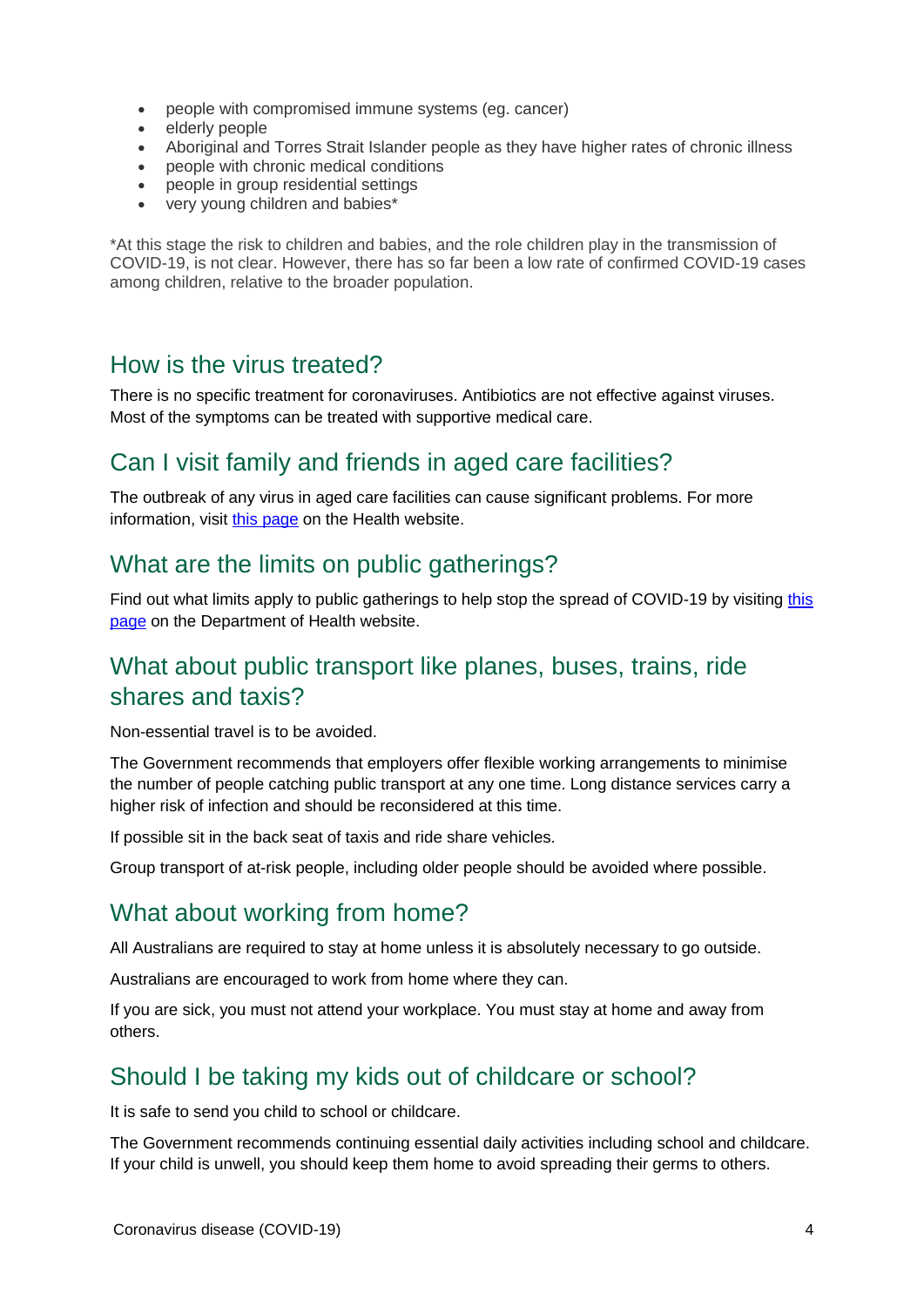- people with compromised immune systems (eg. cancer)
- elderly people
- Aboriginal and Torres Strait Islander people as they have higher rates of chronic illness
- people with chronic medical conditions
- people in group residential settings
- very young children and babies*

*At this stage the risk to children and babies, and the role children play in the transmission of COVID-19, is not clear. However, there has so far been a low rate of confirmed COVID-19 cases among children, relative to the broader population.

## How is the virus treated?

There is no specific treatment for coronaviruses. Antibiotics are not effective against viruses. Most of the symptoms can be treated with supportive medical care.

## Can I visit family and friends in aged care facilities?

The outbreak of any virus in aged care facilities can cause significant problems. For more information, visit this page on the Health website.

## What are the limits on public gatherings?

Find out what limits apply to public gatherings to help stop the spread of COVID-19 by visiting this page on the Department of Health website.

## What about public transport like planes, buses, trains, ride shares and taxis?

Non-essential travel is to be avoided.

The Government recommends that employers offer flexible working arrangements to minimise the number of people catching public transport at any one time. Long distance services carry a higher risk of infection and should be reconsidered at this time.

If possible sit in the back seat of taxis and ride share vehicles.

Group transport of at-risk people, including older people should be avoided where possible.

## What about working from home?

All Australians are required to stay at home unless it is absolutely necessary to go outside.

Australians are encouraged to work from home where they can.

If you are sick, you must not attend your workplace. You must stay at home and away from others.

## Should I be taking my kids out of childcare or school?

It is safe to send you child to school or childcare.

The Government recommends continuing essential daily activities including school and childcare. If your child is unwell, you should keep them home to avoid spreading their germs to others.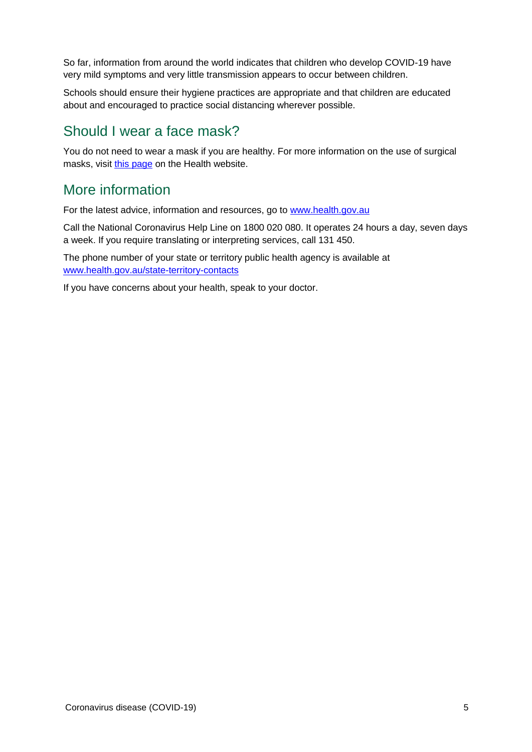So far, information from around the world indicates that children who develop COVID-19 have very mild symptoms and very little transmission appears to occur between children.

Schools should ensure their hygiene practices are appropriate and that children are educated about and encouraged to practice social distancing wherever possible.

## Should I wear a face mask?

You do not need to wear a mask if you are healthy. For more information on the use of surgical masks, visit this page on the Health website.

## More information

For the latest advice, information and resources, go to www.health.gov.au

Call the National Coronavirus Help Line on 1800 020 080. It operates 24 hours a day, seven days a week. If you require translating or interpreting services, call 131 450.

The phone number of your state or territory public health agency is available at www.health.gov.au/state-territory-contacts

If you have concerns about your health, speak to your doctor.